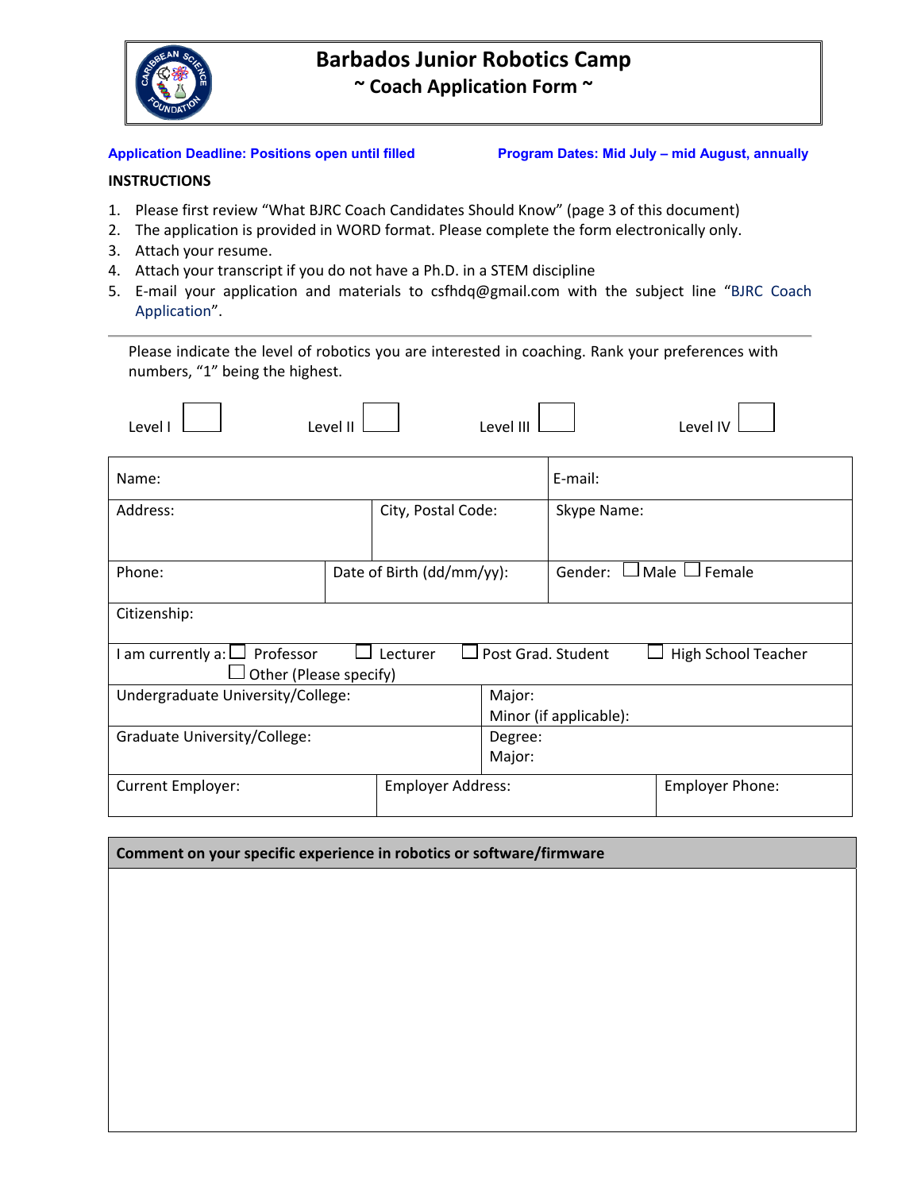# Barbados Junior Robotics Camp

## ~ Coach Application Form ~

**Application Deadline: Positions open until filled** **Program Dates: Mid July – mid August, annually**

**INSTRUCTIONS**

1. Please first review "What BJRC Coach Candidates Should Know" (page 3 of this document)
2. The application is provided in WORD format. Please complete the form electronically only.
3. Attach your resume.
4. Attach your transcript if you do not have a Ph.D. in a STEM discipline
5. E-mail your application and materials to csfhdq@gmail.com with the subject line "BJRC Coach Application".

---

Please indicate the level of robotics you are interested in coaching. Rank your preferences with numbers, "1" being the highest.

Level I ☐ Level II ☐ Level III ☐ Level IV ☐

| | | | |
|---|---|---|---|
| Name: | | | E-mail: |
| Address: | | City, Postal Code: | Skype Name: |
| Phone: | Date of Birth (dd/mm/yy): | | Gender: ☐ Male ☐ Female |
| Citizenship: | | | |
| I am currently a: ☐ Professor ☐ Lecturer ☐ Post Grad. Student ☐ High School Teacher ☐ Other (Please specify) | | | |
| Undergraduate University/College: | | Major:<br>Minor (if applicable): | |
| Graduate University/College: | | Degree:<br>Major: | |
| Current Employer: | Employer Address: | | Employer Phone: |

| **Comment on your specific experience in robotics or software/firmware** |
|---|
| |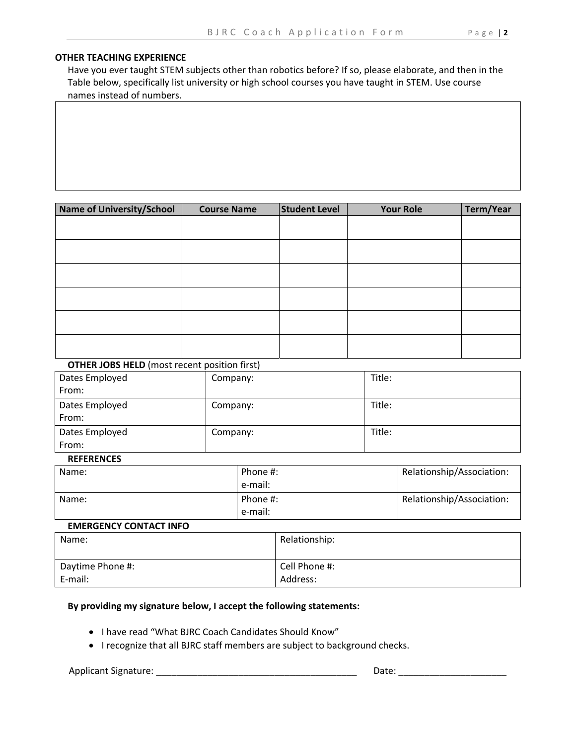**OTHER TEACHING EXPERIENCE**

Have you ever taught STEM subjects other than robotics before? If so, please elaborate, and then in the Table below, specifically list university or high school courses you have taught in STEM. Use course names instead of numbers.

| |
|---|
| |

| Name of University/School | Course Name | Student Level | Your Role | Term/Year |
|---|---|---|---|---|
| | | | | |
| | | | | |
| | | | | |
| | | | | |
| | | | | |
| | | | | |

**OTHER JOBS HELD** (most recent position first)

| | | |
|---|---|---|
| Dates Employed From: | Company: | Title: |
| Dates Employed From: | Company: | Title: |
| Dates Employed From: | Company: | Title: |

**REFERENCES**

| | | |
|---|---|---|
| Name: | Phone #: e-mail: | Relationship/Association: |
| Name: | Phone #: e-mail: | Relationship/Association: |

**EMERGENCY CONTACT INFO**

| | |
|---|---|
| Name: | Relationship: |
| Daytime Phone #: E-mail: | Cell Phone #: Address: |

**By providing my signature below, I accept the following statements:**

- I have read "What BJRC Coach Candidates Should Know"
- I recognize that all BJRC staff members are subject to background checks.

Applicant Signature: ________________________________________ Date: _____________________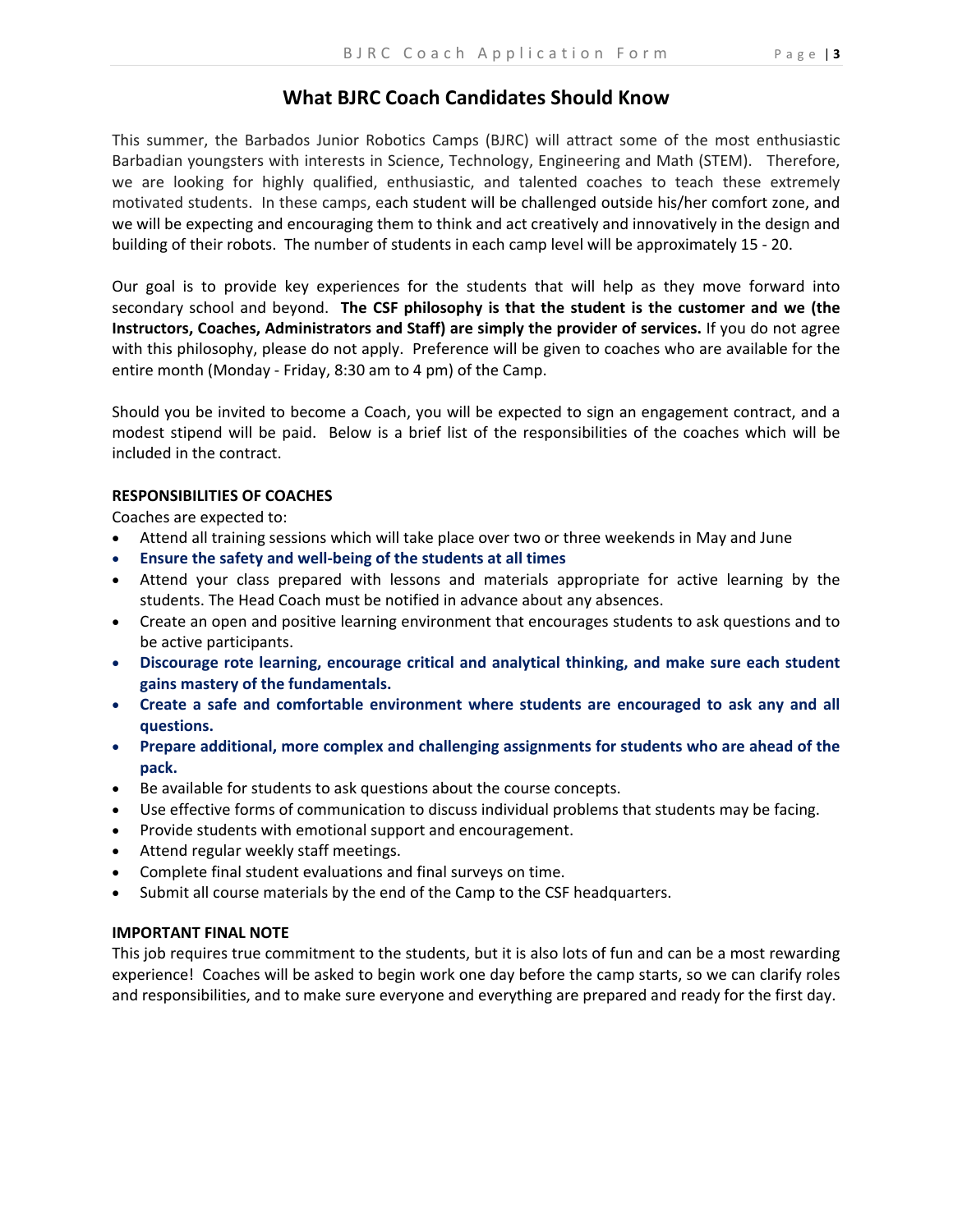# What BJRC Coach Candidates Should Know

This summer, the Barbados Junior Robotics Camps (BJRC) will attract some of the most enthusiastic Barbadian youngsters with interests in Science, Technology, Engineering and Math (STEM). Therefore, we are looking for highly qualified, enthusiastic, and talented coaches to teach these extremely motivated students. In these camps, each student will be challenged outside his/her comfort zone, and we will be expecting and encouraging them to think and act creatively and innovatively in the design and building of their robots. The number of students in each camp level will be approximately 15 - 20.

Our goal is to provide key experiences for the students that will help as they move forward into secondary school and beyond. **The CSF philosophy is that the student is the customer and we (the Instructors, Coaches, Administrators and Staff) are simply the provider of services.** If you do not agree with this philosophy, please do not apply. Preference will be given to coaches who are available for the entire month (Monday - Friday, 8:30 am to 4 pm) of the Camp.

Should you be invited to become a Coach, you will be expected to sign an engagement contract, and a modest stipend will be paid. Below is a brief list of the responsibilities of the coaches which will be included in the contract.

**RESPONSIBILITIES OF COACHES**

Coaches are expected to:

- Attend all training sessions which will take place over two or three weekends in May and June
- **Ensure the safety and well-being of the students at all times**
- Attend your class prepared with lessons and materials appropriate for active learning by the students. The Head Coach must be notified in advance about any absences.
- Create an open and positive learning environment that encourages students to ask questions and to be active participants.
- **Discourage rote learning, encourage critical and analytical thinking, and make sure each student gains mastery of the fundamentals.**
- **Create a safe and comfortable environment where students are encouraged to ask any and all questions.**
- **Prepare additional, more complex and challenging assignments for students who are ahead of the pack.**
- Be available for students to ask questions about the course concepts.
- Use effective forms of communication to discuss individual problems that students may be facing.
- Provide students with emotional support and encouragement.
- Attend regular weekly staff meetings.
- Complete final student evaluations and final surveys on time.
- Submit all course materials by the end of the Camp to the CSF headquarters.

**IMPORTANT FINAL NOTE**

This job requires true commitment to the students, but it is also lots of fun and can be a most rewarding experience! Coaches will be asked to begin work one day before the camp starts, so we can clarify roles and responsibilities, and to make sure everyone and everything are prepared and ready for the first day.